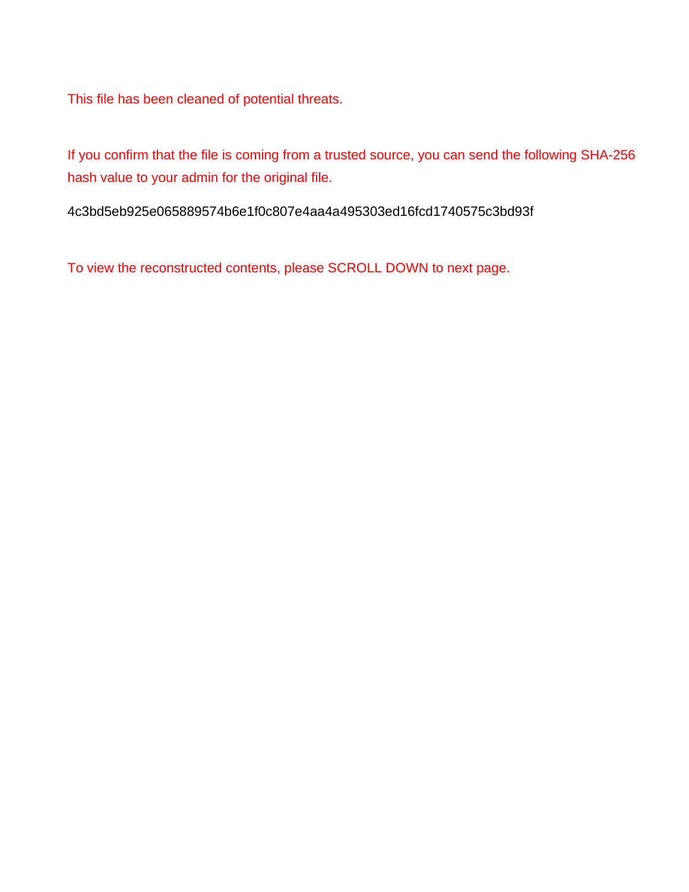This file has been cleaned of potential threats.

If you confirm that the file is coming from a trusted source, you can send the following SHA-256 hash value to your admin for the original file.

4c3bd5eb925e065889574b6e1f0c807e4aa4a495303ed16fcd1740575c3bd93f

To view the reconstructed contents, please SCROLL DOWN to next page.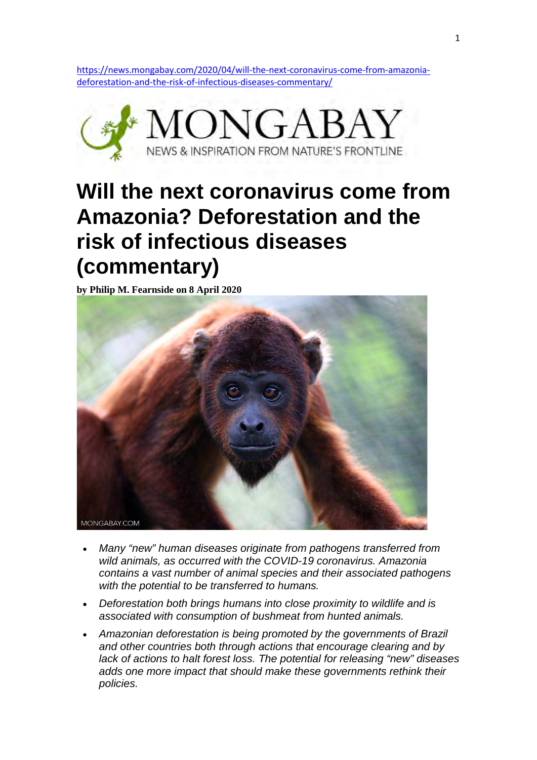https://news.mongabay.com/2020/04/will-the-next-coronavirus-come-from-amazonia-deforestation-and-the-risk-of-infectious-diseases-commentary/

MONGABAY
NEWS & INSPIRATION FROM NATURE'S FRONTLINE

# Will the next coronavirus come from Amazonia? Deforestation and the risk of infectious diseases (commentary)

**by Philip M. Fearnside on 8 April 2020**

- *Many "new" human diseases originate from pathogens transferred from wild animals, as occurred with the COVID-19 coronavirus. Amazonia contains a vast number of animal species and their associated pathogens with the potential to be transferred to humans.*
- *Deforestation both brings humans into close proximity to wildlife and is associated with consumption of bushmeat from hunted animals.*
- *Amazonian deforestation is being promoted by the governments of Brazil and other countries both through actions that encourage clearing and by lack of actions to halt forest loss. The potential for releasing "new" diseases adds one more impact that should make these governments rethink their policies.*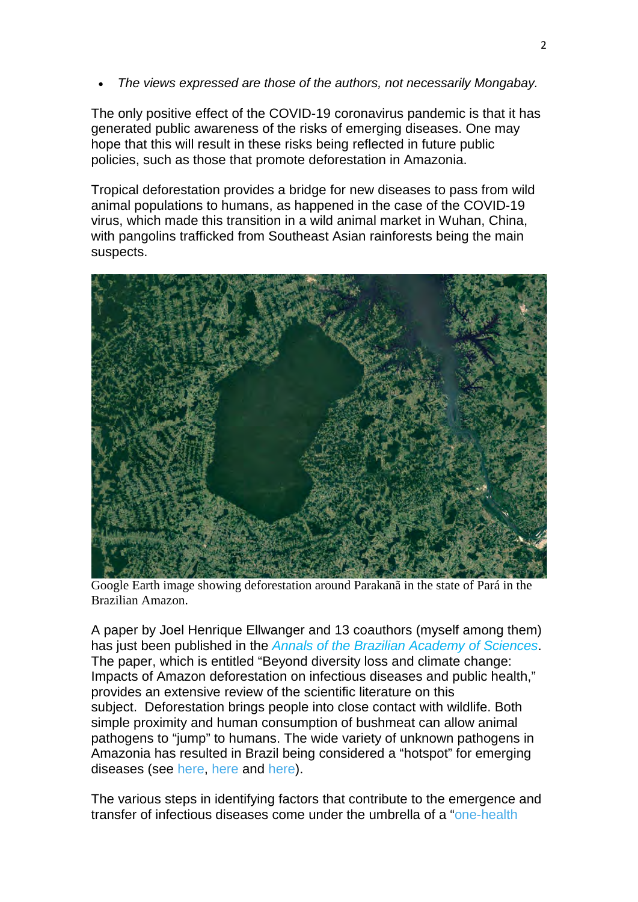- *The views expressed are those of the authors, not necessarily Mongabay.*

The only positive effect of the COVID-19 coronavirus pandemic is that it has generated public awareness of the risks of emerging diseases. One may hope that this will result in these risks being reflected in future public policies, such as those that promote deforestation in Amazonia.

Tropical deforestation provides a bridge for new diseases to pass from wild animal populations to humans, as happened in the case of the COVID-19 virus, which made this transition in a wild animal market in Wuhan, China, with pangolins trafficked from Southeast Asian rainforests being the main suspects.

Google Earth image showing deforestation around Parakanã in the state of Pará in the Brazilian Amazon.

A paper by Joel Henrique Ellwanger and 13 coauthors (myself among them) has just been published in the *Annals of the Brazilian Academy of Sciences*. The paper, which is entitled "Beyond diversity loss and climate change: Impacts of Amazon deforestation on infectious diseases and public health," provides an extensive review of the scientific literature on this subject. Deforestation brings people into close contact with wildlife. Both simple proximity and human consumption of bushmeat can allow animal pathogens to "jump" to humans. The wide variety of unknown pathogens in Amazonia has resulted in Brazil being considered a "hotspot" for emerging diseases (see here, here and here).

The various steps in identifying factors that contribute to the emergence and transfer of infectious diseases come under the umbrella of a "one-health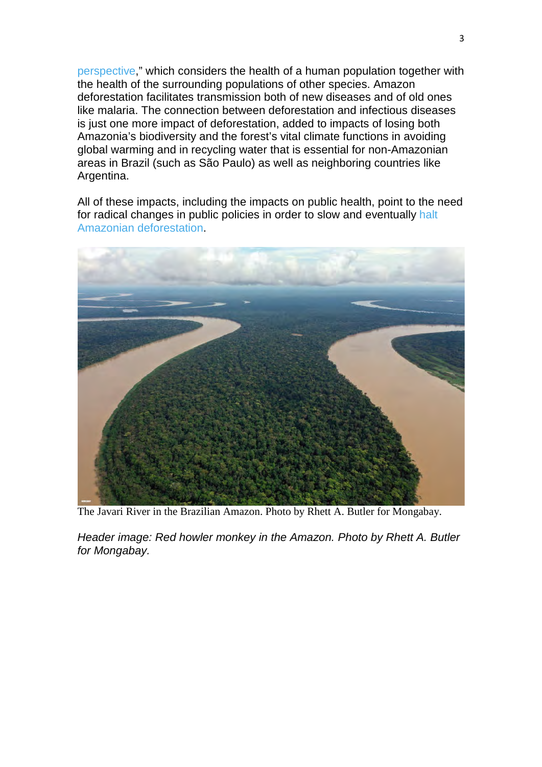perspective," which considers the health of a human population together with the health of the surrounding populations of other species. Amazon deforestation facilitates transmission both of new diseases and of old ones like malaria. The connection between deforestation and infectious diseases is just one more impact of deforestation, added to impacts of losing both Amazonia's biodiversity and the forest's vital climate functions in avoiding global warming and in recycling water that is essential for non-Amazonian areas in Brazil (such as São Paulo) as well as neighboring countries like Argentina.

All of these impacts, including the impacts on public health, point to the need for radical changes in public policies in order to slow and eventually halt Amazonian deforestation.

The Javari River in the Brazilian Amazon. Photo by Rhett A. Butler for Mongabay.

*Header image: Red howler monkey in the Amazon. Photo by Rhett A. Butler for Mongabay.*